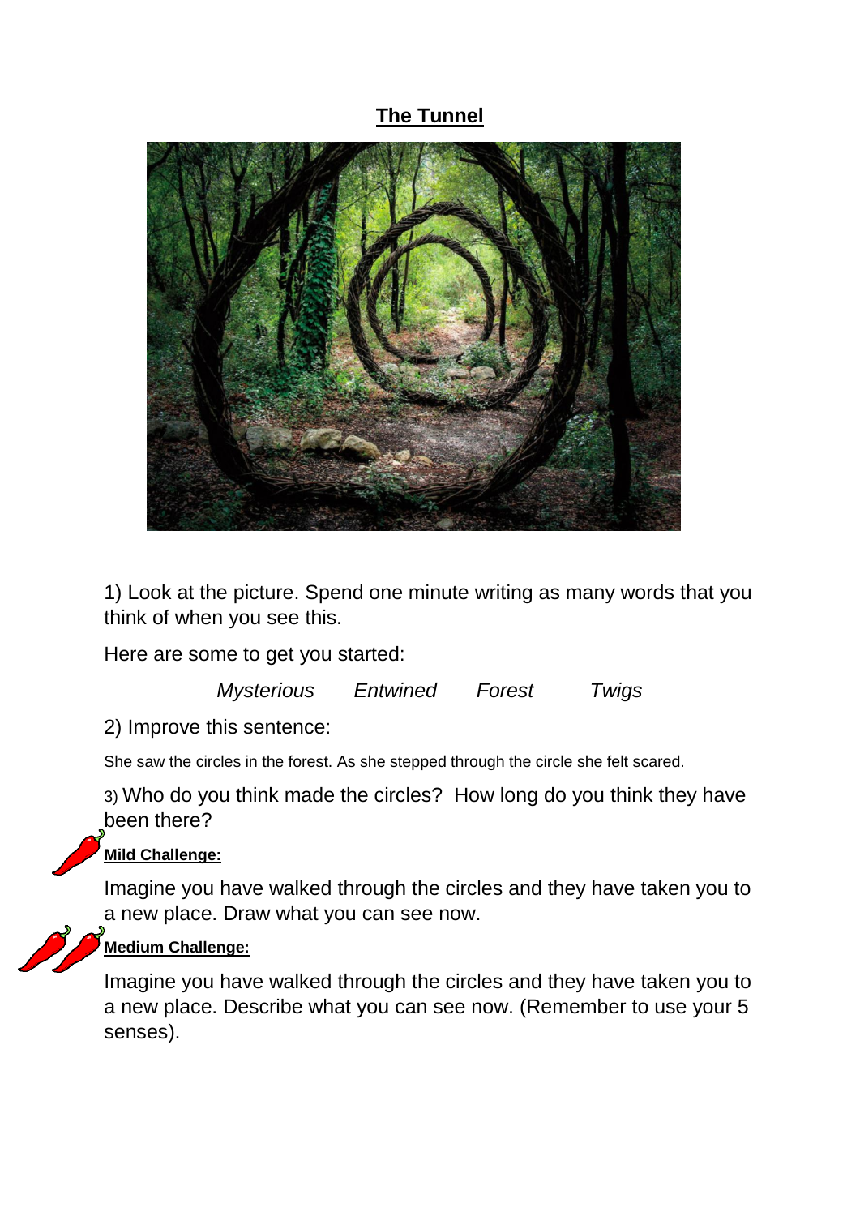# The Tunnel

1) Look at the picture. Spend one minute writing as many words that you think of when you see this.

Here are some to get you started:

*Mysterious* *Entwined* *Forest* *Twigs*

2) Improve this sentence:

She saw the circles in the forest. As she stepped through the circle she felt scared.

3) Who do you think made the circles? How long do you think they have been there?

**Mild Challenge:**

Imagine you have walked through the circles and they have taken you to a new place. Draw what you can see now.

**Medium Challenge:**

Imagine you have walked through the circles and they have taken you to a new place. Describe what you can see now. (Remember to use your 5 senses).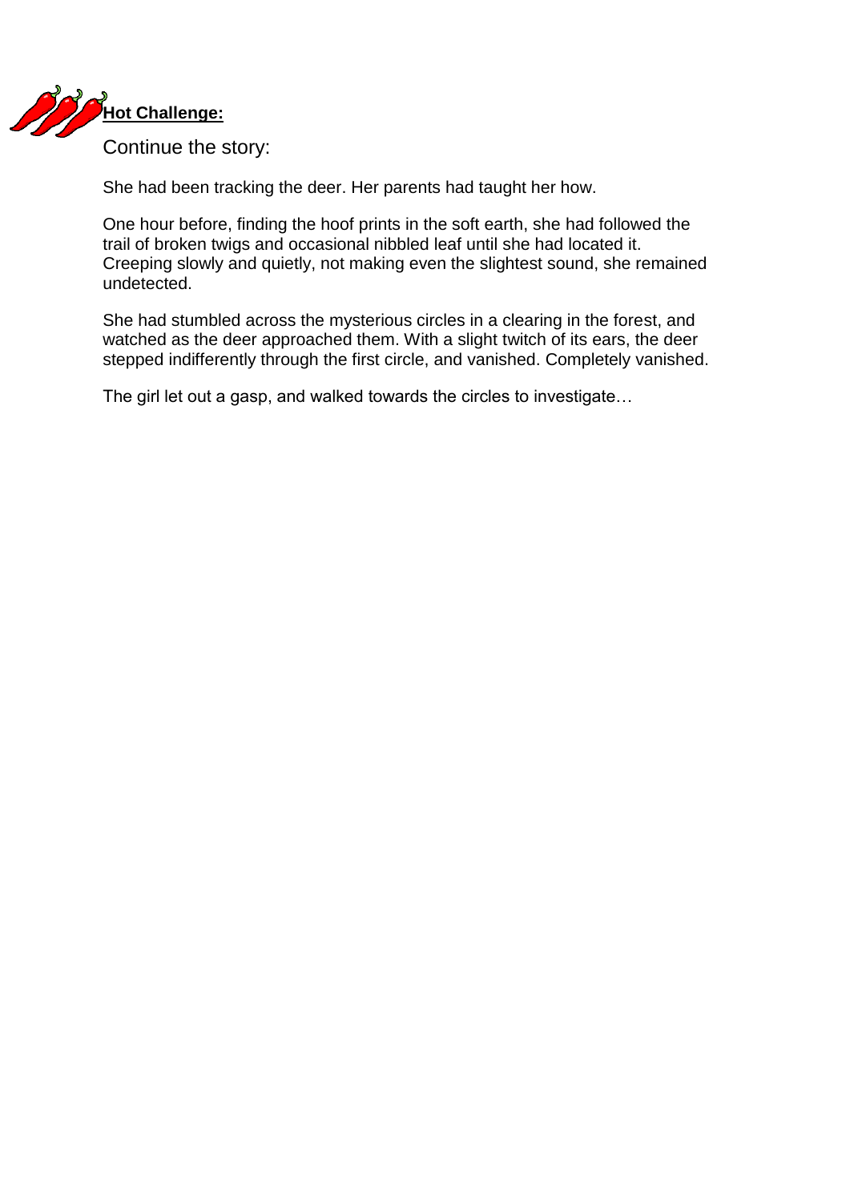**Hot Challenge:**

Continue the story:

She had been tracking the deer. Her parents had taught her how.

One hour before, finding the hoof prints in the soft earth, she had followed the trail of broken twigs and occasional nibbled leaf until she had located it. Creeping slowly and quietly, not making even the slightest sound, she remained undetected.

She had stumbled across the mysterious circles in a clearing in the forest, and watched as the deer approached them. With a slight twitch of its ears, the deer stepped indifferently through the first circle, and vanished. Completely vanished.

The girl let out a gasp, and walked towards the circles to investigate…